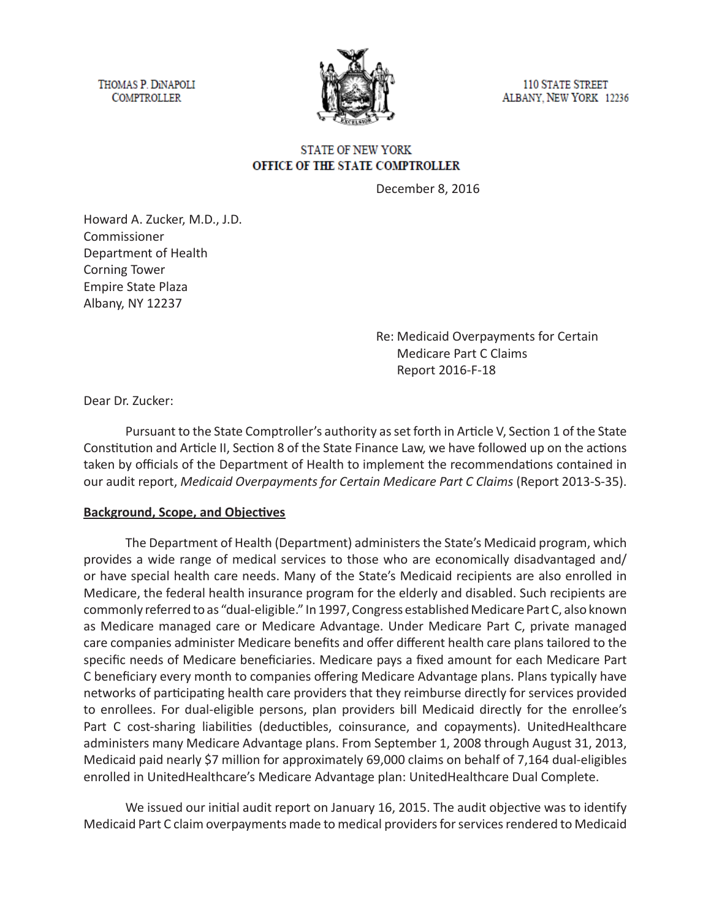THOMAS P. DiNAPOLI
COMPTROLLER

110 STATE STREET
ALBANY, NEW YORK 12236

STATE OF NEW YORK
**OFFICE OF THE STATE COMPTROLLER**

December 8, 2016

Howard A. Zucker, M.D., J.D.
Commissioner
Department of Health
Corning Tower
Empire State Plaza
Albany, NY 12237

Re: Medicaid Overpayments for Certain
Medicare Part C Claims
Report 2016-F-18

Dear Dr. Zucker:

Pursuant to the State Comptroller's authority as set forth in Article V, Section 1 of the State Constitution and Article II, Section 8 of the State Finance Law, we have followed up on the actions taken by officials of the Department of Health to implement the recommendations contained in our audit report, *Medicaid Overpayments for Certain Medicare Part C Claims* (Report 2013-S-35).

**Background, Scope, and Objectives**

The Department of Health (Department) administers the State's Medicaid program, which provides a wide range of medical services to those who are economically disadvantaged and/or have special health care needs. Many of the State's Medicaid recipients are also enrolled in Medicare, the federal health insurance program for the elderly and disabled. Such recipients are commonly referred to as "dual-eligible." In 1997, Congress established Medicare Part C, also known as Medicare managed care or Medicare Advantage. Under Medicare Part C, private managed care companies administer Medicare benefits and offer different health care plans tailored to the specific needs of Medicare beneficiaries. Medicare pays a fixed amount for each Medicare Part C beneficiary every month to companies offering Medicare Advantage plans. Plans typically have networks of participating health care providers that they reimburse directly for services provided to enrollees. For dual-eligible persons, plan providers bill Medicaid directly for the enrollee's Part C cost-sharing liabilities (deductibles, coinsurance, and copayments). UnitedHealthcare administers many Medicare Advantage plans. From September 1, 2008 through August 31, 2013, Medicaid paid nearly $7 million for approximately 69,000 claims on behalf of 7,164 dual-eligibles enrolled in UnitedHealthcare's Medicare Advantage plan: UnitedHealthcare Dual Complete.

We issued our initial audit report on January 16, 2015. The audit objective was to identify Medicaid Part C claim overpayments made to medical providers for services rendered to Medicaid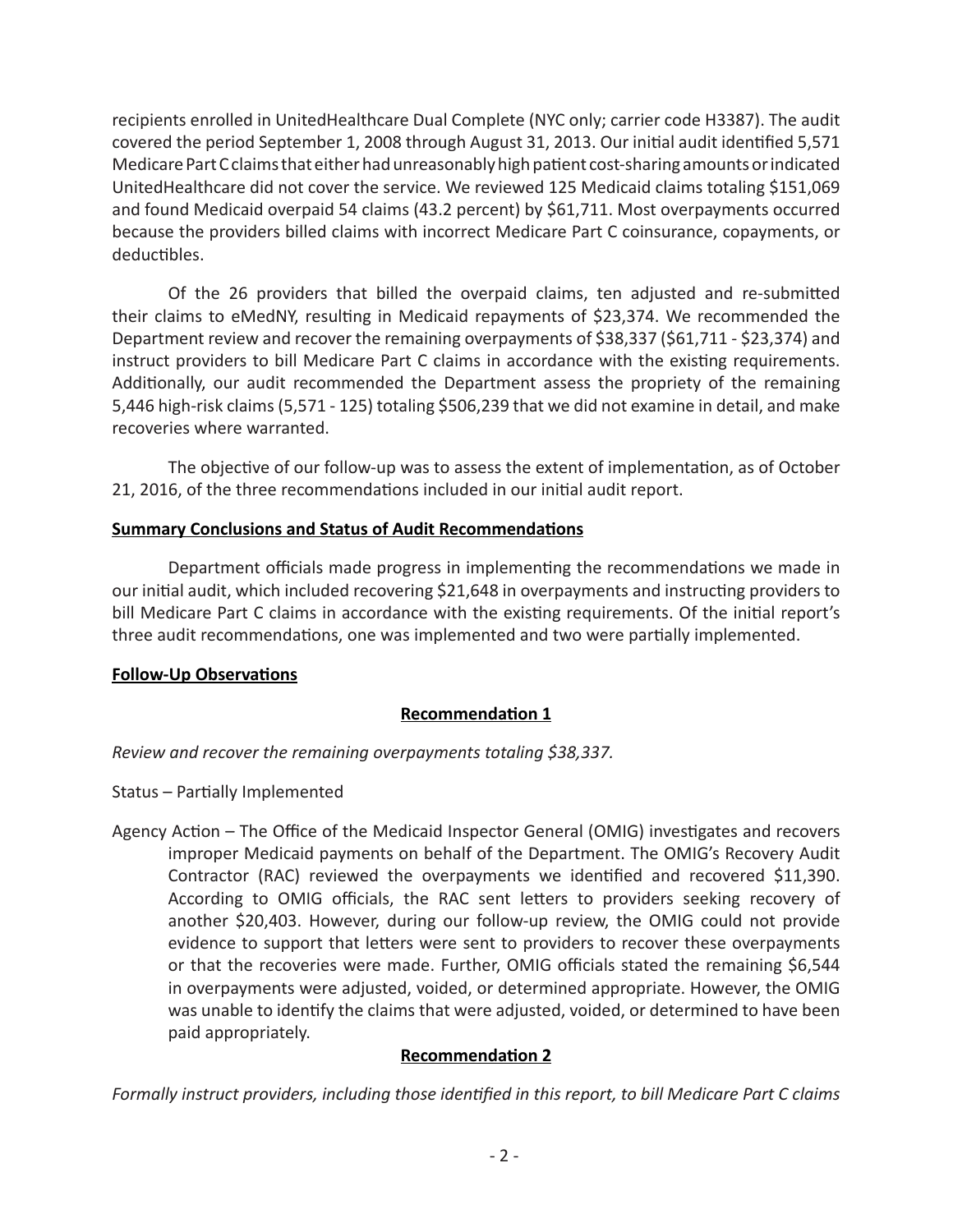recipients enrolled in UnitedHealthcare Dual Complete (NYC only; carrier code H3387). The audit covered the period September 1, 2008 through August 31, 2013. Our initial audit identified 5,571 Medicare Part C claims that either had unreasonably high patient cost-sharing amounts or indicated UnitedHealthcare did not cover the service. We reviewed 125 Medicaid claims totaling $151,069 and found Medicaid overpaid 54 claims (43.2 percent) by $61,711. Most overpayments occurred because the providers billed claims with incorrect Medicare Part C coinsurance, copayments, or deductibles.

Of the 26 providers that billed the overpaid claims, ten adjusted and re-submitted their claims to eMedNY, resulting in Medicaid repayments of $23,374. We recommended the Department review and recover the remaining overpayments of $38,337 ($61,711 - $23,374) and instruct providers to bill Medicare Part C claims in accordance with the existing requirements. Additionally, our audit recommended the Department assess the propriety of the remaining 5,446 high-risk claims (5,571 - 125) totaling $506,239 that we did not examine in detail, and make recoveries where warranted.

The objective of our follow-up was to assess the extent of implementation, as of October 21, 2016, of the three recommendations included in our initial audit report.

**Summary Conclusions and Status of Audit Recommendations**

Department officials made progress in implementing the recommendations we made in our initial audit, which included recovering $21,648 in overpayments and instructing providers to bill Medicare Part C claims in accordance with the existing requirements. Of the initial report's three audit recommendations, one was implemented and two were partially implemented.

**Follow-Up Observations**

**Recommendation 1**

*Review and recover the remaining overpayments totaling $38,337.*

Status – Partially Implemented

Agency Action – The Office of the Medicaid Inspector General (OMIG) investigates and recovers improper Medicaid payments on behalf of the Department. The OMIG's Recovery Audit Contractor (RAC) reviewed the overpayments we identified and recovered $11,390. According to OMIG officials, the RAC sent letters to providers seeking recovery of another $20,403. However, during our follow-up review, the OMIG could not provide evidence to support that letters were sent to providers to recover these overpayments or that the recoveries were made. Further, OMIG officials stated the remaining $6,544 in overpayments were adjusted, voided, or determined appropriate. However, the OMIG was unable to identify the claims that were adjusted, voided, or determined to have been paid appropriately.

**Recommendation 2**

*Formally instruct providers, including those identified in this report, to bill Medicare Part C claims*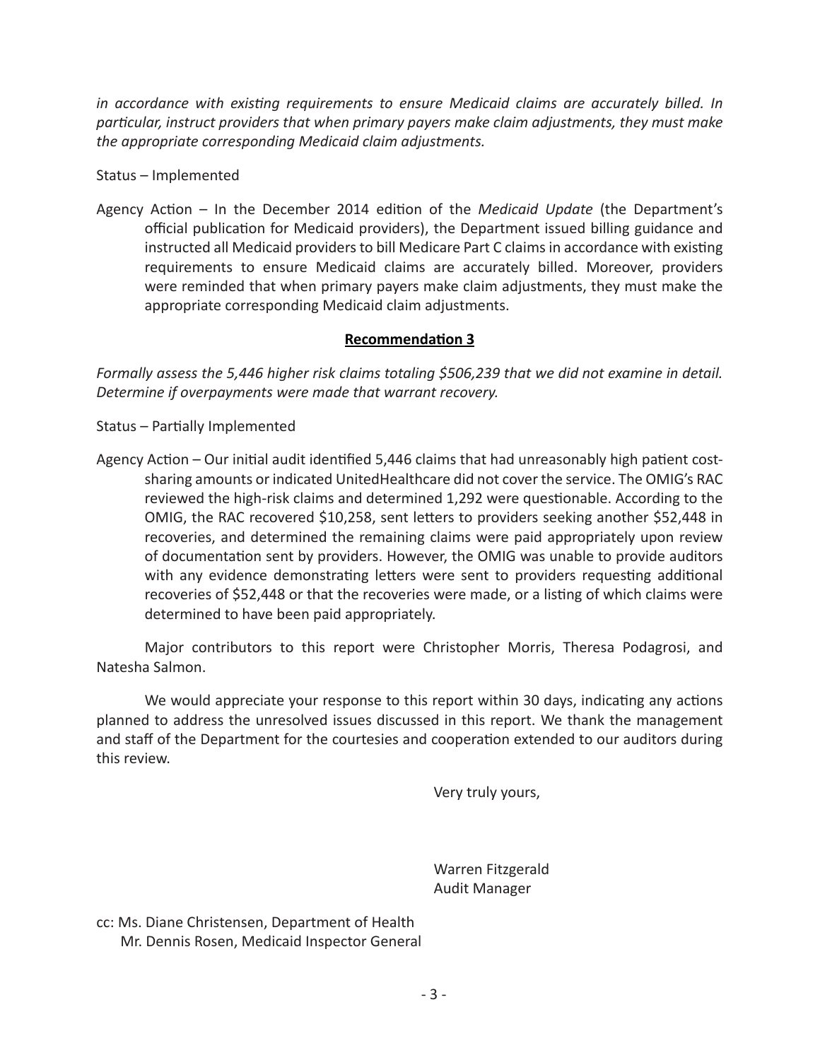*in accordance with existing requirements to ensure Medicaid claims are accurately billed. In particular, instruct providers that when primary payers make claim adjustments, they must make the appropriate corresponding Medicaid claim adjustments.*

Status – Implemented

Agency Action – In the December 2014 edition of the *Medicaid Update* (the Department's official publication for Medicaid providers), the Department issued billing guidance and instructed all Medicaid providers to bill Medicare Part C claims in accordance with existing requirements to ensure Medicaid claims are accurately billed. Moreover, providers were reminded that when primary payers make claim adjustments, they must make the appropriate corresponding Medicaid claim adjustments.

**Recommendation 3**

*Formally assess the 5,446 higher risk claims totaling $506,239 that we did not examine in detail. Determine if overpayments were made that warrant recovery.*

Status – Partially Implemented

Agency Action – Our initial audit identified 5,446 claims that had unreasonably high patient cost-sharing amounts or indicated UnitedHealthcare did not cover the service. The OMIG's RAC reviewed the high-risk claims and determined 1,292 were questionable. According to the OMIG, the RAC recovered $10,258, sent letters to providers seeking another $52,448 in recoveries, and determined the remaining claims were paid appropriately upon review of documentation sent by providers. However, the OMIG was unable to provide auditors with any evidence demonstrating letters were sent to providers requesting additional recoveries of $52,448 or that the recoveries were made, or a listing of which claims were determined to have been paid appropriately.

Major contributors to this report were Christopher Morris, Theresa Podagrosi, and Natesha Salmon.

We would appreciate your response to this report within 30 days, indicating any actions planned to address the unresolved issues discussed in this report. We thank the management and staff of the Department for the courtesies and cooperation extended to our auditors during this review.

Very truly yours,

Warren Fitzgerald
Audit Manager

cc: Ms. Diane Christensen, Department of Health
Mr. Dennis Rosen, Medicaid Inspector General